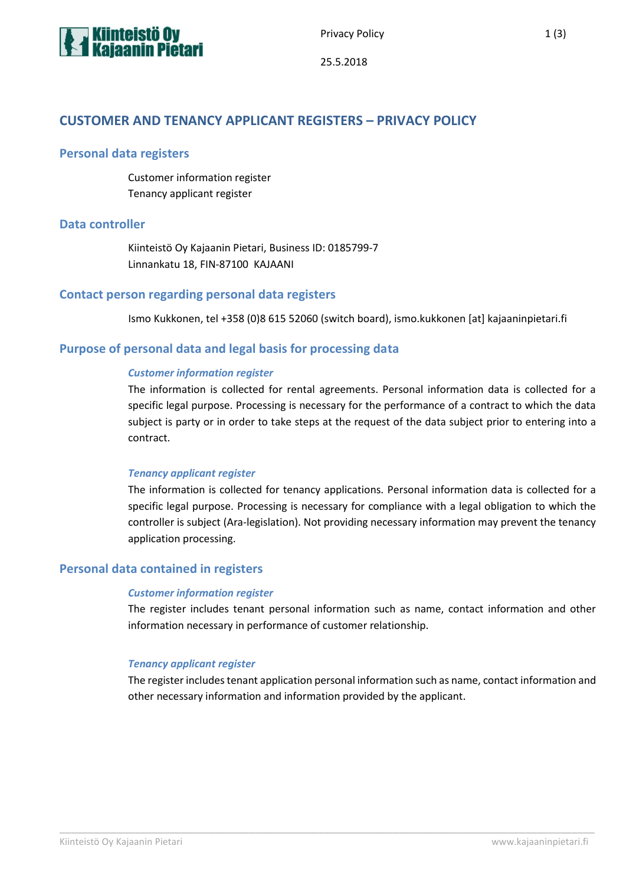# CUSTOMER AND TENANCY APPLICANT REGISTERS – PRIVACY POLICY

25.5.2018

## Personal data registers

Customer information register
Tenancy applicant register

## Data controller

Kiinteistö Oy Kajaanin Pietari, Business ID: 0185799-7
Linnankatu 18, FIN-87100 KAJAANI

## Contact person regarding personal data registers

Ismo Kukkonen, tel +358 (0)8 615 52060 (switch board), ismo.kukkonen [at] kajaaninpietari.fi

## Purpose of personal data and legal basis for processing data

### *Customer information register*

The information is collected for rental agreements. Personal information data is collected for a specific legal purpose. Processing is necessary for the performance of a contract to which the data subject is party or in order to take steps at the request of the data subject prior to entering into a contract.

### *Tenancy applicant register*

The information is collected for tenancy applications. Personal information data is collected for a specific legal purpose. Processing is necessary for compliance with a legal obligation to which the controller is subject (Ara-legislation). Not providing necessary information may prevent the tenancy application processing.

## Personal data contained in registers

### *Customer information register*

The register includes tenant personal information such as name, contact information and other information necessary in performance of customer relationship.

### *Tenancy applicant register*

The register includes tenant application personal information such as name, contact information and other necessary information and information provided by the applicant.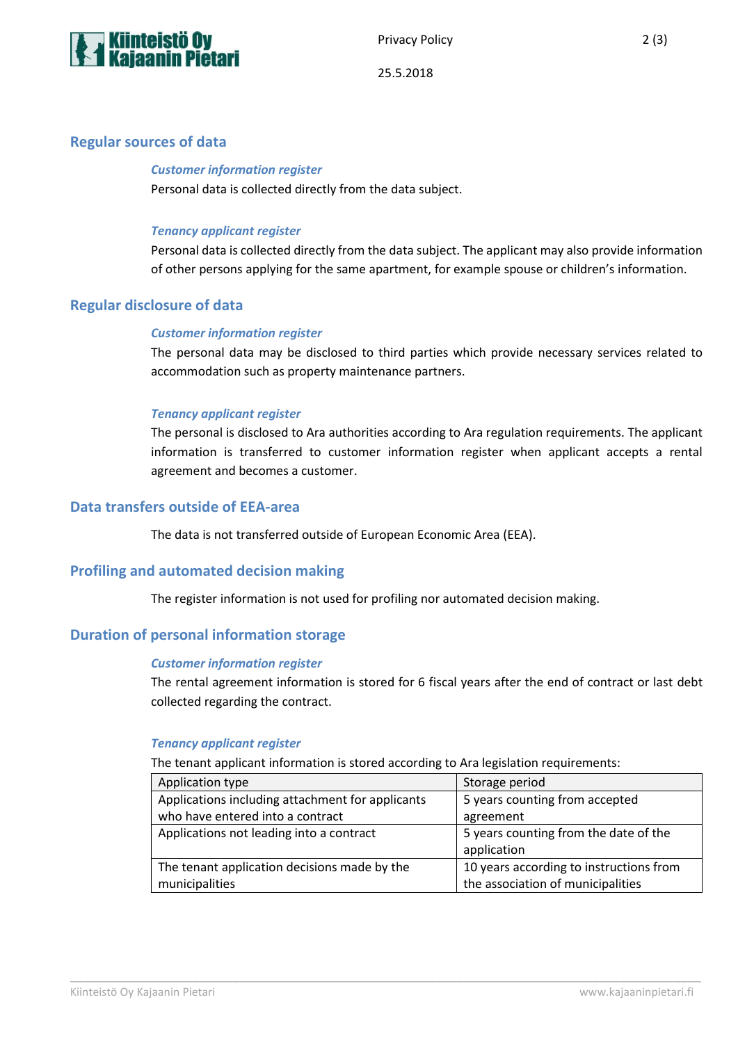## Regular sources of data

### *Customer information register*

Personal data is collected directly from the data subject.

### *Tenancy applicant register*

Personal data is collected directly from the data subject. The applicant may also provide information of other persons applying for the same apartment, for example spouse or children's information.

## Regular disclosure of data

### *Customer information register*

The personal data may be disclosed to third parties which provide necessary services related to accommodation such as property maintenance partners.

### *Tenancy applicant register*

The personal is disclosed to Ara authorities according to Ara regulation requirements. The applicant information is transferred to customer information register when applicant accepts a rental agreement and becomes a customer.

## Data transfers outside of EEA-area

The data is not transferred outside of European Economic Area (EEA).

## Profiling and automated decision making

The register information is not used for profiling nor automated decision making.

## Duration of personal information storage

### *Customer information register*

The rental agreement information is stored for 6 fiscal years after the end of contract or last debt collected regarding the contract.

### *Tenancy applicant register*

The tenant applicant information is stored according to Ara legislation requirements:

| Application type | Storage period |
|---|---|
| Applications including attachment for applicants who have entered into a contract | 5 years counting from accepted agreement |
| Applications not leading into a contract | 5 years counting from the date of the application |
| The tenant application decisions made by the municipalities | 10 years according to instructions from the association of municipalities |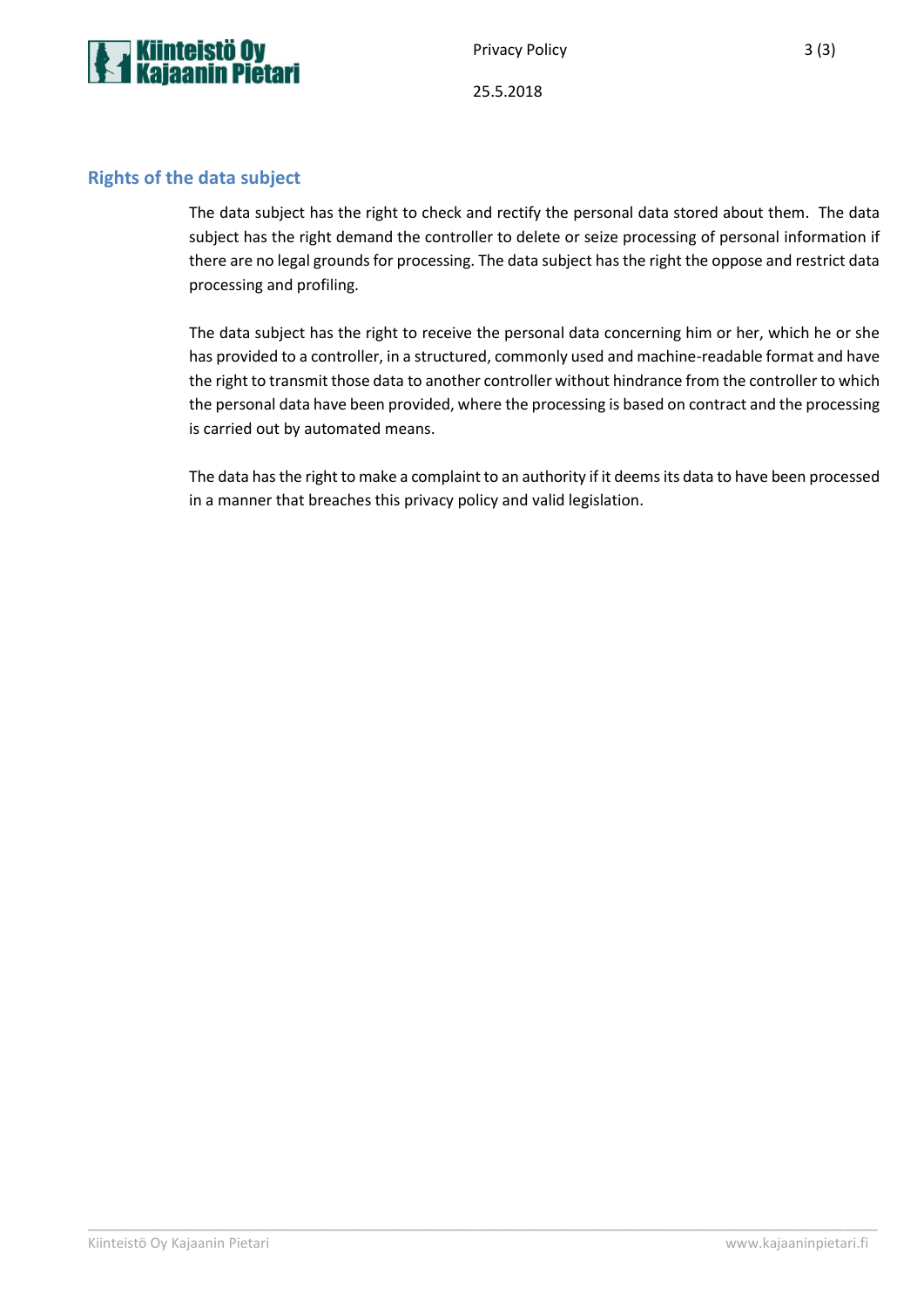## Rights of the data subject

The data subject has the right to check and rectify the personal data stored about them. The data subject has the right demand the controller to delete or seize processing of personal information if there are no legal grounds for processing. The data subject has the right the oppose and restrict data processing and profiling.

The data subject has the right to receive the personal data concerning him or her, which he or she has provided to a controller, in a structured, commonly used and machine-readable format and have the right to transmit those data to another controller without hindrance from the controller to which the personal data have been provided, where the processing is based on contract and the processing is carried out by automated means.

The data has the right to make a complaint to an authority if it deems its data to have been processed in a manner that breaches this privacy policy and valid legislation.